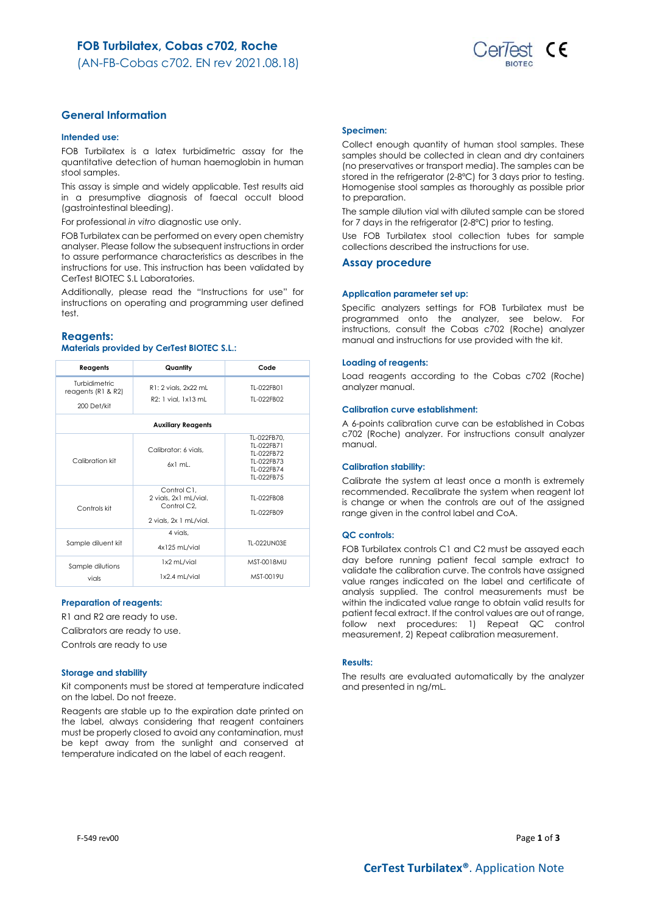# FOB Turbilatex, Cobas c702, Roche

(AN-FB-Cobas c702. EN rev 2021.08.18)

## General Information

### Intended use:

FOB Turbilatex is a latex turbidimetric assay for the quantitative detection of human haemoglobin in human stool samples.

This assay is simple and widely applicable. Test results aid in a presumptive diagnosis of faecal occult blood (gastrointestinal bleeding).

For professional *in vitro* diagnostic use only.

FOB Turbilatex can be performed on every open chemistry analyser. Please follow the subsequent instructions in order to assure performance characteristics as describes in the instructions for use. This instruction has been validated by CerTest BIOTEC S.L Laboratories.

Additionally, please read the "Instructions for use" for instructions on operating and programming user defined test.

## Reagents:

### Materials provided by CerTest BIOTEC S.L.:

| Reagents | Quantity | Code |
|---|---|---|
| Turbidimetric reagents (R1 & R2)<br>200 Det/kit | R1: 2 vials, 2x22 mL<br>R2: 1 vial, 1x13 mL | TL-022FB01<br>TL-022FB02 |
| **Auxiliary Reagents** | | |
| Calibration kit | Calibrator: 6 vials,<br>6x1 mL. | TL-022FB70,<br>TL-022FB71<br>TL-022FB72<br>TL-022FB73<br>TL-022FB74<br>TL-022FB75 |
| Controls kit | Control C1,<br>2 vials, 2x1 mL/vial.<br>Control C2,<br>2 vials, 2x 1 mL/vial. | TL-022FB08<br>TL-022FB09 |
| Sample diluent kit | 4 vials,<br>4x125 mL/vial | TL-022UN03E |
| Sample dilutions vials | 1x2 mL/vial<br>1x2.4 mL/vial | MST-0018MU<br>MST-0019U |

### Preparation of reagents:

R1 and R2 are ready to use.

Calibrators are ready to use.

Controls are ready to use

### Storage and stability

Kit components must be stored at temperature indicated on the label. Do not freeze.

Reagents are stable up to the expiration date printed on the label, always considering that reagent containers must be properly closed to avoid any contamination, must be kept away from the sunlight and conserved at temperature indicated on the label of each reagent.

### Specimen:

Collect enough quantity of human stool samples. These samples should be collected in clean and dry containers (no preservatives or transport media). The samples can be stored in the refrigerator (2-8ºC) for 3 days prior to testing. Homogenise stool samples as thoroughly as possible prior to preparation.

The sample dilution vial with diluted sample can be stored for 7 days in the refrigerator (2-8ºC) prior to testing.

Use FOB Turbilatex stool collection tubes for sample collections described the instructions for use.

## Assay procedure

### Application parameter set up:

Specific analyzers settings for FOB Turbilatex must be programmed onto the analyzer, see below. For instructions, consult the Cobas c702 (Roche) analyzer manual and instructions for use provided with the kit.

### Loading of reagents:

Load reagents according to the Cobas c702 (Roche) analyzer manual.

### Calibration curve establishment:

A 6-points calibration curve can be established in Cobas c702 (Roche) analyzer. For instructions consult analyzer manual.

### Calibration stability:

Calibrate the system at least once a month is extremely recommended. Recalibrate the system when reagent lot is change or when the controls are out of the assigned range given in the control label and CoA.

### QC controls:

FOB Turbilatex controls C1 and C2 must be assayed each day before running patient fecal sample extract to validate the calibration curve. The controls have assigned value ranges indicated on the label and certificate of analysis supplied. The control measurements must be within the indicated value range to obtain valid results for patient fecal extract. If the control values are out of range, follow next procedures: 1) Repeat QC control measurement, 2) Repeat calibration measurement.

### Results:

The results are evaluated automatically by the analyzer and presented in ng/mL.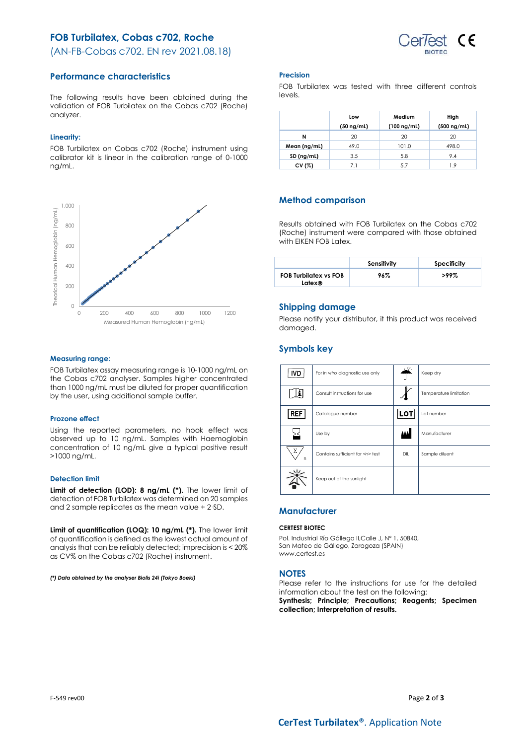# FOB Turbilatex, Cobas c702, Roche

(AN-FB-Cobas c702. EN rev 2021.08.18)

## Performance characteristics

The following results have been obtained during the validation of FOB Turbilatex on the Cobas c702 (Roche) analyzer.

### Linearity:

FOB Turbilatex on Cobas c702 (Roche) instrument using calibrator kit is linear in the calibration range of 0-1000 ng/mL.

### Measuring range:

FOB Turbilatex assay measuring range is 10-1000 ng/mL on the Cobas c702 analyser. Samples higher concentrated than 1000 ng/mL must be diluted for proper quantification by the user, using additional sample buffer.

### Prozone effect

Using the reported parameters, no hook effect was observed up to 10 ng/mL. Samples with Haemoglobin concentration of 10 ng/mL give a typical positive result >1000 ng/mL.

### Detection limit

**Limit of detection (LOD): 8 ng/mL (\*).** The lower limit of detection of FOB Turbilatex was determined on 20 samples and 2 sample replicates as the mean value + 2 SD.

**Limit of quantification (LOQ): 10 ng/mL (\*).** The lower limit of quantification is defined as the lowest actual amount of analysis that can be reliably detected; imprecision is < 20% as CV% on the Cobas c702 (Roche) instrument.

***(\*) Data obtained by the analyser Biolis 24i (Tokyo Boeki)***

### Precision

FOB Turbilatex was tested with three different controls levels.

| | Low (50 ng/mL) | Medium (100 ng/mL) | High (500 ng/mL) |
|---|---|---|---|
| **N** | 20 | 20 | 20 |
| **Mean (ng/mL)** | 49.0 | 101.0 | 498.0 |
| **SD (ng/mL)** | 3.5 | 5.8 | 9.4 |
| **CV (%)** | 7.1 | 5.7 | 1.9 |

## Method comparison

Results obtained with FOB Turbilatex on the Cobas c702 (Roche) instrument were compared with those obtained with EIKEN FOB Latex.

| | Sensitivity | Specificity |
|---|---|---|
| **FOB Turbilatex vs FOB Latex®** | **96%** | **>99%** |

## Shipping damage

Please notify your distributor, it this product was received damaged.

## Symbols key

| Symbol | Meaning | Symbol | Meaning |
|---|---|---|---|
| IVD | For *in vitro* diagnostic use only | | Keep dry |
| | Consult instructions for use | | Temperature limitation |
| REF | Catalogue number | LOT | Lot number |
| | Use by | | Manufacturer |
| | Contains sufficient for <n> test | DIL | Sample diluent |
| | Keep out of the sunlight | | |

## Manufacturer

**CERTEST BIOTEC**

Pol. Industrial Río Gállego II,Calle J, Nº 1, 50840,
San Mateo de Gállego, Zaragoza (SPAIN)
www.certest.es

## NOTES

Please refer to the instructions for use for the detailed information about the test on the following:
**Synthesis; Principle; Precautions; Reagents; Specimen collection; Interpretation of results.**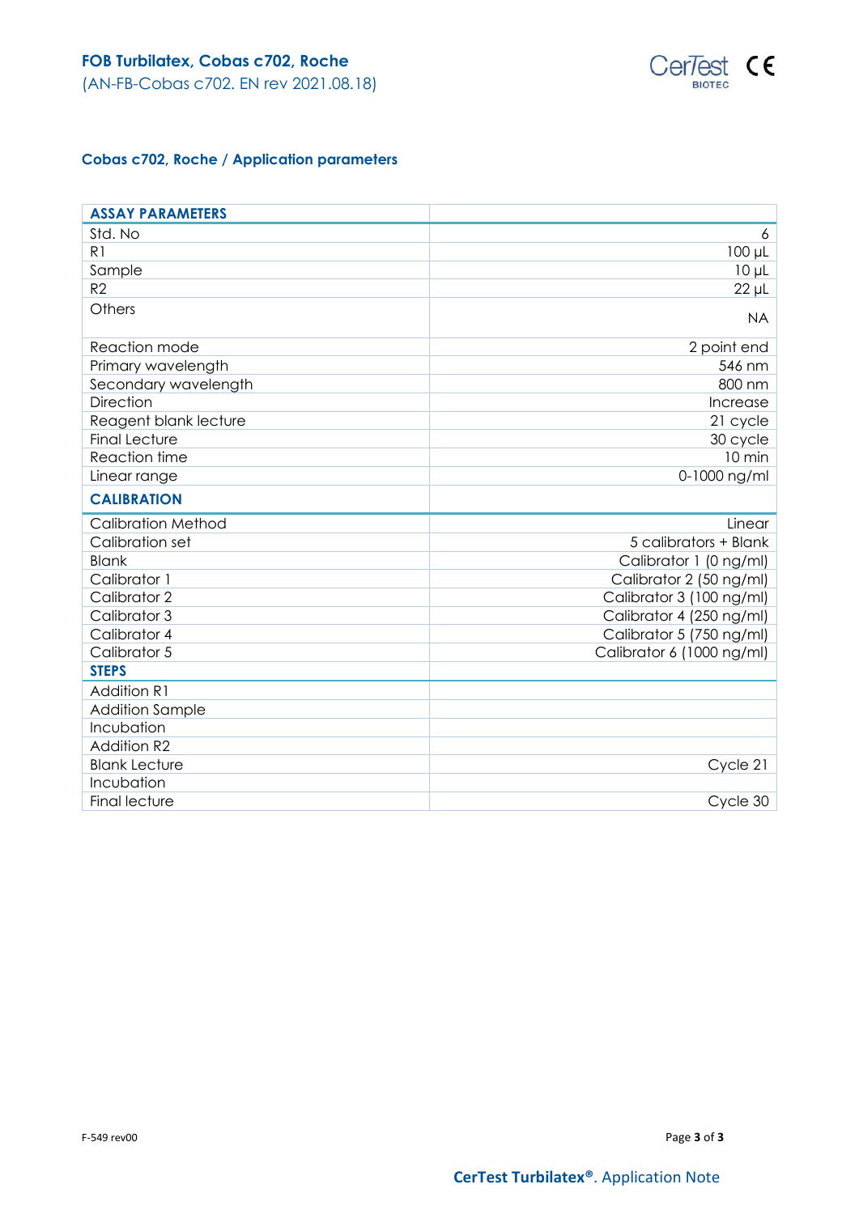## Cobas c702, Roche / Application parameters

| ASSAY PARAMETERS | |
|---|---|
| Std. No | 6 |
| R1 | 100 µL |
| Sample | 10 µL |
| R2 | 22 µL |
| Others | NA |
| Reaction mode | 2 point end |
| Primary wavelength | 546 nm |
| Secondary wavelength | 800 nm |
| Direction | Increase |
| Reagent blank lecture | 21 cycle |
| Final Lecture | 30 cycle |
| Reaction time | 10 min |
| Linear range | 0-1000 ng/ml |
| **CALIBRATION** | |
| Calibration Method | Linear |
| Calibration set | 5 calibrators + Blank |
| Blank | Calibrator 1 (0 ng/ml) |
| Calibrator 1 | Calibrator 2 (50 ng/ml) |
| Calibrator 2 | Calibrator 3 (100 ng/ml) |
| Calibrator 3 | Calibrator 4 (250 ng/ml) |
| Calibrator 4 | Calibrator 5 (750 ng/ml) |
| Calibrator 5 | Calibrator 6 (1000 ng/ml) |
| **STEPS** | |
| Addition R1 | |
| Addition Sample | |
| Incubation | |
| Addition R2 | |
| Blank Lecture | Cycle 21 |
| Incubation | |
| Final lecture | Cycle 30 |